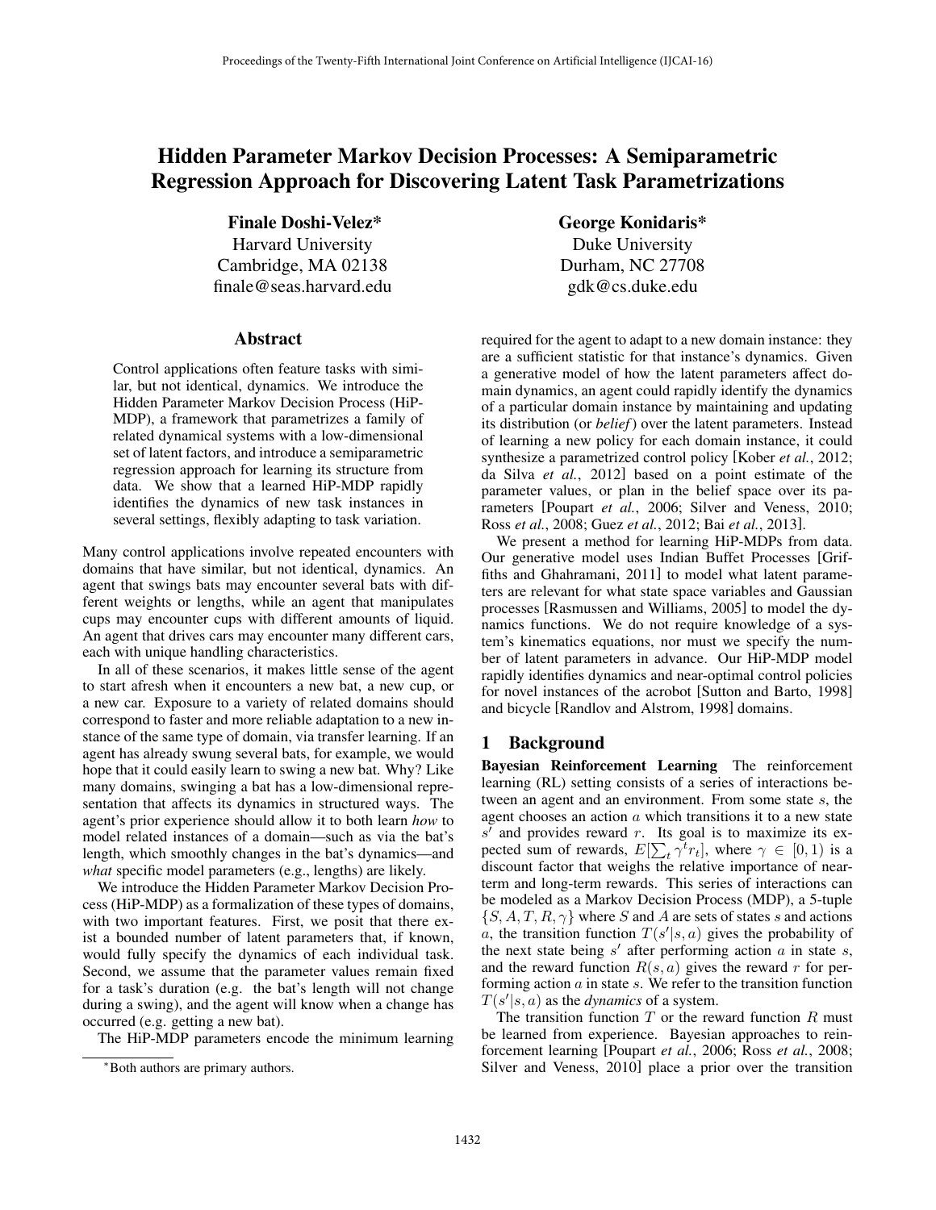# Hidden Parameter Markov Decision Processes: A Semiparametric Regression Approach for Discovering Latent Task Parametrizations

**Finale Doshi-Velez***
Harvard University
Cambridge, MA 02138
finale@seas.harvard.edu

**George Konidaris***
Duke University
Durham, NC 27708
gdk@cs.duke.edu

## Abstract

Control applications often feature tasks with similar, but not identical, dynamics. We introduce the Hidden Parameter Markov Decision Process (HiP-MDP), a framework that parametrizes a family of related dynamical systems with a low-dimensional set of latent factors, and introduce a semiparametric regression approach for learning its structure from data. We show that a learned HiP-MDP rapidly identifies the dynamics of new task instances in several settings, flexibly adapting to task variation.

Many control applications involve repeated encounters with domains that have similar, but not identical, dynamics. An agent that swings bats may encounter several bats with different weights or lengths, while an agent that manipulates cups may encounter cups with different amounts of liquid. An agent that drives cars may encounter many different cars, each with unique handling characteristics.

In all of these scenarios, it makes little sense of the agent to start afresh when it encounters a new bat, a new cup, or a new car. Exposure to a variety of related domains should correspond to faster and more reliable adaptation to a new instance of the same type of domain, via transfer learning. If an agent has already swung several bats, for example, we would hope that it could easily learn to swing a new bat. Why? Like many domains, swinging a bat has a low-dimensional representation that affects its dynamics in structured ways. The agent's prior experience should allow it to both learn *how* to model related instances of a domain—such as via the bat's length, which smoothly changes in the bat's dynamics—and *what* specific model parameters (e.g., lengths) are likely.

We introduce the Hidden Parameter Markov Decision Process (HiP-MDP) as a formalization of these types of domains, with two important features. First, we posit that there exist a bounded number of latent parameters that, if known, would fully specify the dynamics of each individual task. Second, we assume that the parameter values remain fixed for a task's duration (e.g. the bat's length will not change during a swing), and the agent will know when a change has occurred (e.g. getting a new bat).

The HiP-MDP parameters encode the minimum learning required for the agent to adapt to a new domain instance: they are a sufficient statistic for that instance's dynamics. Given a generative model of how the latent parameters affect domain dynamics, an agent could rapidly identify the dynamics of a particular domain instance by maintaining and updating its distribution (or *belief*) over the latent parameters. Instead of learning a new policy for each domain instance, it could synthesize a parametrized control policy [Kober *et al.*, 2012; da Silva *et al.*, 2012] based on a point estimate of the parameter values, or plan in the belief space over its parameters [Poupart *et al.*, 2006; Silver and Veness, 2010; Ross *et al.*, 2008; Guez *et al.*, 2012; Bai *et al.*, 2013].

We present a method for learning HiP-MDPs from data. Our generative model uses Indian Buffet Processes [Griffiths and Ghahramani, 2011] to model what latent parameters are relevant for what state space variables and Gaussian processes [Rasmussen and Williams, 2005] to model the dynamics functions. We do not require knowledge of a system's kinematics equations, nor must we specify the number of latent parameters in advance. Our HiP-MDP model rapidly identifies dynamics and near-optimal control policies for novel instances of the acrobot [Sutton and Barto, 1998] and bicycle [Randlov and Alstrom, 1998] domains.

## 1 Background

**Bayesian Reinforcement Learning** The reinforcement learning (RL) setting consists of a series of interactions between an agent and an environment. From some state $s$, the agent chooses an action $a$ which transitions it to a new state $s'$ and provides reward $r$. Its goal is to maximize its expected sum of rewards, $E[\sum_t \gamma^t r_t]$, where $\gamma \in [0, 1)$ is a discount factor that weighs the relative importance of near-term and long-term rewards. This series of interactions can be modeled as a Markov Decision Process (MDP), a 5-tuple $\{S, A, T, R, \gamma\}$ where $S$ and $A$ are sets of states $s$ and actions $a$, the transition function $T(s'|s, a)$ gives the probability of the next state being $s'$ after performing action $a$ in state $s$, and the reward function $R(s, a)$ gives the reward $r$ for performing action $a$ in state $s$. We refer to the transition function $T(s'|s, a)$ as the *dynamics* of a system.

The transition function $T$ or the reward function $R$ must be learned from experience. Bayesian approaches to reinforcement learning [Poupart *et al.*, 2006; Ross *et al.*, 2008; Silver and Veness, 2010] place a prior over the transition

*Both authors are primary authors.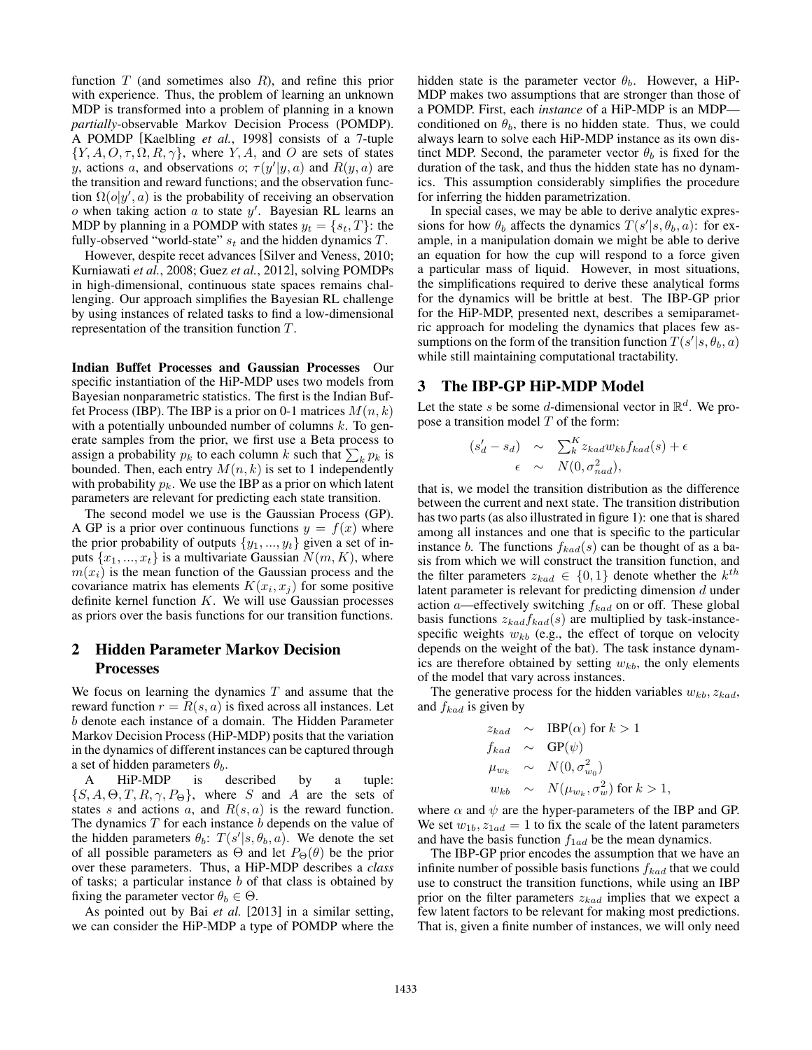function $T$ (and sometimes also $R$), and refine this prior with experience. Thus, the problem of learning an unknown MDP is transformed into a problem of planning in a known *partially*-observable Markov Decision Process (POMDP). A POMDP [Kaelbling *et al.*, 1998] consists of a 7-tuple $\{Y, A, O, \tau, \Omega, R, \gamma\}$, where $Y, A,$ and $O$ are sets of states $y$, actions $a$, and observations $o$; $\tau(y'|y,a)$ and $R(y,a)$ are the transition and reward functions; and the observation function $\Omega(o|y',a)$ is the probability of receiving an observation $o$ when taking action $a$ to state $y'$. Bayesian RL learns an MDP by planning in a POMDP with states $y_t = \{s_t, T\}$: the fully-observed "world-state" $s_t$ and the hidden dynamics $T$.

However, despite recet advances [Silver and Veness, 2010; Kurniawati *et al.*, 2008; Guez *et al.*, 2012], solving POMDPs in high-dimensional, continuous state spaces remains challenging. Our approach simplifies the Bayesian RL challenge by using instances of related tasks to find a low-dimensional representation of the transition function $T$.

**Indian Buffet Processes and Gaussian Processes** Our specific instantiation of the HiP-MDP uses two models from Bayesian nonparametric statistics. The first is the Indian Buffet Process (IBP). The IBP is a prior on 0-1 matrices $M(n,k)$ with a potentially unbounded number of columns $k$. To generate samples from the prior, we first use a Beta process to assign a probability $p_k$ to each column $k$ such that $\sum_k p_k$ is bounded. Then, each entry $M(n,k)$ is set to 1 independently with probability $p_k$. We use the IBP as a prior on which latent parameters are relevant for predicting each state transition.

The second model we use is the Gaussian Process (GP). A GP is a prior over continuous functions $y = f(x)$ where the prior probability of outputs $\{y_1, ..., y_t\}$ given a set of inputs $\{x_1, ..., x_t\}$ is a multivariate Gaussian $N(m, K)$, where $m(x_i)$ is the mean function of the Gaussian process and the covariance matrix has elements $K(x_i, x_j)$ for some positive definite kernel function $K$. We will use Gaussian processes as priors over the basis functions for our transition functions.

## 2 Hidden Parameter Markov Decision Processes

We focus on learning the dynamics $T$ and assume that the reward function $r = R(s,a)$ is fixed across all instances. Let $b$ denote each instance of a domain. The Hidden Parameter Markov Decision Process (HiP-MDP) posits that the variation in the dynamics of different instances can be captured through a set of hidden parameters $\theta_b$.

A HiP-MDP is described by a tuple: $\{S, A, \Theta, T, R, \gamma, P_\Theta\}$, where $S$ and $A$ are the sets of states $s$ and actions $a$, and $R(s,a)$ is the reward function. The dynamics $T$ for each instance $b$ depends on the value of the hidden parameters $\theta_b$: $T(s'|s, \theta_b, a)$. We denote the set of all possible parameters as $\Theta$ and let $P_\Theta(\theta)$ be the prior over these parameters. Thus, a HiP-MDP describes a *class* of tasks; a particular instance $b$ of that class is obtained by fixing the parameter vector $\theta_b \in \Theta$.

As pointed out by Bai *et al.* [2013] in a similar setting, we can consider the HiP-MDP a type of POMDP where the hidden state is the parameter vector $\theta_b$. However, a HiP-MDP makes two assumptions that are stronger than those of a POMDP. First, each *instance* of a HiP-MDP is an MDP—conditioned on $\theta_b$, there is no hidden state. Thus, we could always learn to solve each HiP-MDP instance as its own distinct MDP. Second, the parameter vector $\theta_b$ is fixed for the duration of the task, and thus the hidden state has no dynamics. This assumption considerably simplifies the procedure for inferring the hidden parametrization.

In special cases, we may be able to derive analytic expressions for how $\theta_b$ affects the dynamics $T(s'|s, \theta_b, a)$: for example, in a manipulation domain we might be able to derive an equation for how the cup will respond to a force given a particular mass of liquid. However, in most situations, the simplifications required to derive these analytical forms for the dynamics will be brittle at best. The IBP-GP prior for the HiP-MDP, presented next, describes a semiparametric approach for modeling the dynamics that places few assumptions on the form of the transition function $T(s'|s, \theta_b, a)$ while still maintaining computational tractability.

## 3 The IBP-GP HiP-MDP Model

Let the state $s$ be some $d$-dimensional vector in $\mathbb{R}^d$. We propose a transition model $T$ of the form:

$$
\begin{aligned}
(s'_d - s_d) &\sim \sum_k^K z_{kad} w_{kb} f_{kad}(s) + \epsilon \\
\epsilon &\sim N(0, \sigma^2_{nad}),
\end{aligned}
$$

that is, we model the transition distribution as the difference between the current and next state. The transition distribution has two parts (as also illustrated in figure 1): one that is shared among all instances and one that is specific to the particular instance $b$. The functions $f_{kad}(s)$ can be thought of as a basis from which we will construct the transition function, and the filter parameters $z_{kad} \in \{0, 1\}$ denote whether the $k^{th}$ latent parameter is relevant for predicting dimension $d$ under action $a$—effectively switching $f_{kad}$ on or off. These global basis functions $z_{kad} f_{kad}(s)$ are multiplied by task-instance-specific weights $w_{kb}$ (e.g., the effect of torque on velocity depends on the weight of the bat). The task instance dynamics are therefore obtained by setting $w_{kb}$, the only elements of the model that vary across instances.

The generative process for the hidden variables $w_{kb}, z_{kad}$, and $f_{kad}$ is given by

$$
\begin{aligned}
z_{kad} &\sim \text{IBP}(\alpha) \text{ for } k > 1 \\
f_{kad} &\sim \text{GP}(\psi) \\
\mu_{w_k} &\sim N(0, \sigma^2_{w_0}) \\
w_{kb} &\sim N(\mu_{w_k}, \sigma^2_w) \text{ for } k > 1,
\end{aligned}
$$

where $\alpha$ and $\psi$ are the hyper-parameters of the IBP and GP. We set $w_{1b}, z_{1ad} = 1$ to fix the scale of the latent parameters and have the basis function $f_{1ad}$ be the mean dynamics.

The IBP-GP prior encodes the assumption that we have an infinite number of possible basis functions $f_{kad}$ that we could use to construct the transition functions, while using an IBP prior on the filter parameters $z_{kad}$ implies that we expect a few latent factors to be relevant for making most predictions. That is, given a finite number of instances, we will only need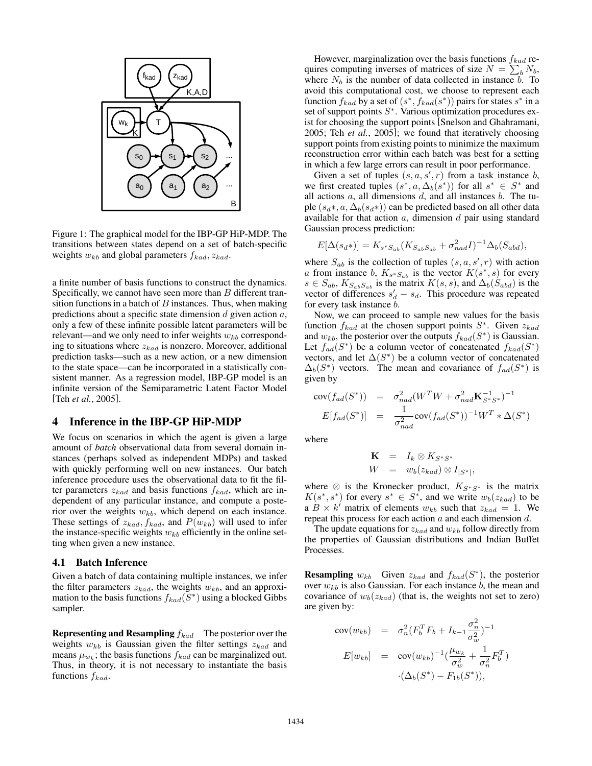Figure 1: The graphical model for the IBP-GP HiP-MDP. The transitions between states depend on a set of batch-specific weights $w_{kb}$ and global parameters $f_{kad}, z_{kad}$.

a finite number of basis functions to construct the dynamics. Specifically, we cannot have seen more than $B$ different transition functions in a batch of $B$ instances. Thus, when making predictions about a specific state dimension $d$ given action $a$, only a few of these infinite possible latent parameters will be relevant—and we only need to infer weights $w_{kb}$ corresponding to situations where $z_{kad}$ is nonzero. Moreover, additional prediction tasks—such as a new action, or a new dimension to the state space—can be incorporated in a statistically consistent manner. As a regression model, IBP-GP model is an infinite version of the Semiparametric Latent Factor Model [Teh *et al.*, 2005].

## 4 Inference in the IBP-GP HiP-MDP

We focus on scenarios in which the agent is given a large amount of *batch* observational data from several domain instances (perhaps solved as independent MDPs) and tasked with quickly performing well on new instances. Our batch inference procedure uses the observational data to fit the filter parameters $z_{kad}$ and basis functions $f_{kad}$, which are independent of any particular instance, and compute a posterior over the weights $w_{kb}$, which depend on each instance. These settings of $z_{kad}, f_{kad}$, and $P(w_{kb})$ will used to infer the instance-specific weights $w_{kb}$ efficiently in the online setting when given a new instance.

### 4.1 Batch Inference

Given a batch of data containing multiple instances, we infer the filter parameters $z_{kad}$, the weights $w_{kb}$, and an approximation to the basis functions $f_{kad}(S^*)$ using a blocked Gibbs sampler.

**Representing and Resampling $f_{kad}$** The posterior over the weights $w_{kb}$ is Gaussian given the filter settings $z_{kad}$ and means $\mu_{w_k}$; the basis functions $f_{kad}$ can be marginalized out. Thus, in theory, it is not necessary to instantiate the basis functions $f_{kad}$.

However, marginalization over the basis functions $f_{kad}$ requires computing inverses of matrices of size $N = \sum_b N_b$, where $N_b$ is the number of data collected in instance $b$. To avoid this computational cost, we choose to represent each function $f_{kad}$ by a set of $(s^*, f_{kad}(s^*))$ pairs for states $s^*$ in a set of support points $S^*$. Various optimization procedures exist for choosing the support points [Snelson and Ghahramani, 2005; Teh *et al.*, 2005]; we found that iteratively choosing support points from existing points to minimize the maximum reconstruction error within each batch was best for a setting in which a few large errors can result in poor performance.

Given a set of tuples $(s, a, s', r)$ from a task instance $b$, we first created tuples $(s^*, a, \Delta_b(s^*))$ for all $s^* \in S^*$ and all actions $a$, all dimensions $d$, and all instances $b$. The tuple $(s_{d}*, a, \Delta_b(s_{d}*))$ can be predicted based on all other data available for that action $a$, dimension $d$ pair using standard Gaussian process prediction:

$$E[\Delta(s_{d}*)] = K_{s^* S_{ab}}(K_{S_{ab}S_{ab}} + \sigma^2_{nad}I)^{-1}\Delta_b(S_{abd}),$$

where $S_{ab}$ is the collection of tuples $(s, a, s', r)$ with action $a$ from instance $b$, $K_{s^* S_{ab}}$ is the vector $K(s^*, s)$ for every $s \in S_{ab}$, $K_{S_{ab}S_{ab}}$ is the matrix $K(s, s)$, and $\Delta_b(S_{abd})$ is the vector of differences $s'_d - s_d$. This procedure was repeated for every task instance $b$.

Now, we can proceed to sample new values for the basis function $f_{kad}$ at the chosen support points $S^*$. Given $z_{kad}$ and $w_{kb}$, the posterior over the outputs $f_{kad}(S^*)$ is Gaussian. Let $f_{ad}(S^*)$ be a column vector of concatenated $f_{kad}(S^*)$ vectors, and let $\Delta(S^*)$ be a column vector of concatenated $\Delta_b(S^*)$ vectors. The mean and covariance of $f_{ad}(S^*)$ is given by

$$\begin{aligned}
\text{cov}(f_{ad}(S^*)) &= \sigma^2_{nad}(W^T W + \sigma^2_{nad}\mathbf{K}^{-1}_{S^*S^*})^{-1} \\
E[f_{ad}(S^*)] &= \frac{1}{\sigma^2_{nad}}\text{cov}(f_{ad}(S^*))^{-1} W^T * \Delta(S^*)
\end{aligned}$$

where

$$\begin{aligned}
\mathbf{K} &= I_k \otimes K_{S^*S^*} \\
W &= w_b(z_{kad}) \otimes I_{|S^*|},
\end{aligned}$$

where $\otimes$ is the Kronecker product, $K_{S^*S^*}$ is the matrix $K(s^*, s^*)$ for every $s^* \in S^*$, and we write $w_b(z_{kad})$ to be a $B \times k'$ matrix of elements $w_{kb}$ such that $z_{kad} = 1$. We repeat this process for each action $a$ and each dimension $d$.

The update equations for $z_{kad}$ and $w_{kb}$ follow directly from the properties of Gaussian distributions and Indian Buffet Processes.

**Resampling $w_{kb}$** Given $z_{kad}$ and $f_{kad}(S^*)$, the posterior over $w_{kb}$ is also Gaussian. For each instance $b$, the mean and covariance of $w_b(z_{kad})$ (that is, the weights not set to zero) are given by:

$$\begin{aligned}
\text{cov}(w_{kb}) &= \sigma^2_n(F_b^T F_b + I_{k-1}\frac{\sigma^2_n}{\sigma^2_w})^{-1} \\
E[w_{kb}] &= \text{cov}(w_{kb})^{-1}(\frac{\mu_{w_k}}{\sigma^2_w} + \frac{1}{\sigma^2_n}F_b^T) \\
&\quad \cdot(\Delta_b(S^*) - F_{1b}(S^*)),
\end{aligned}$$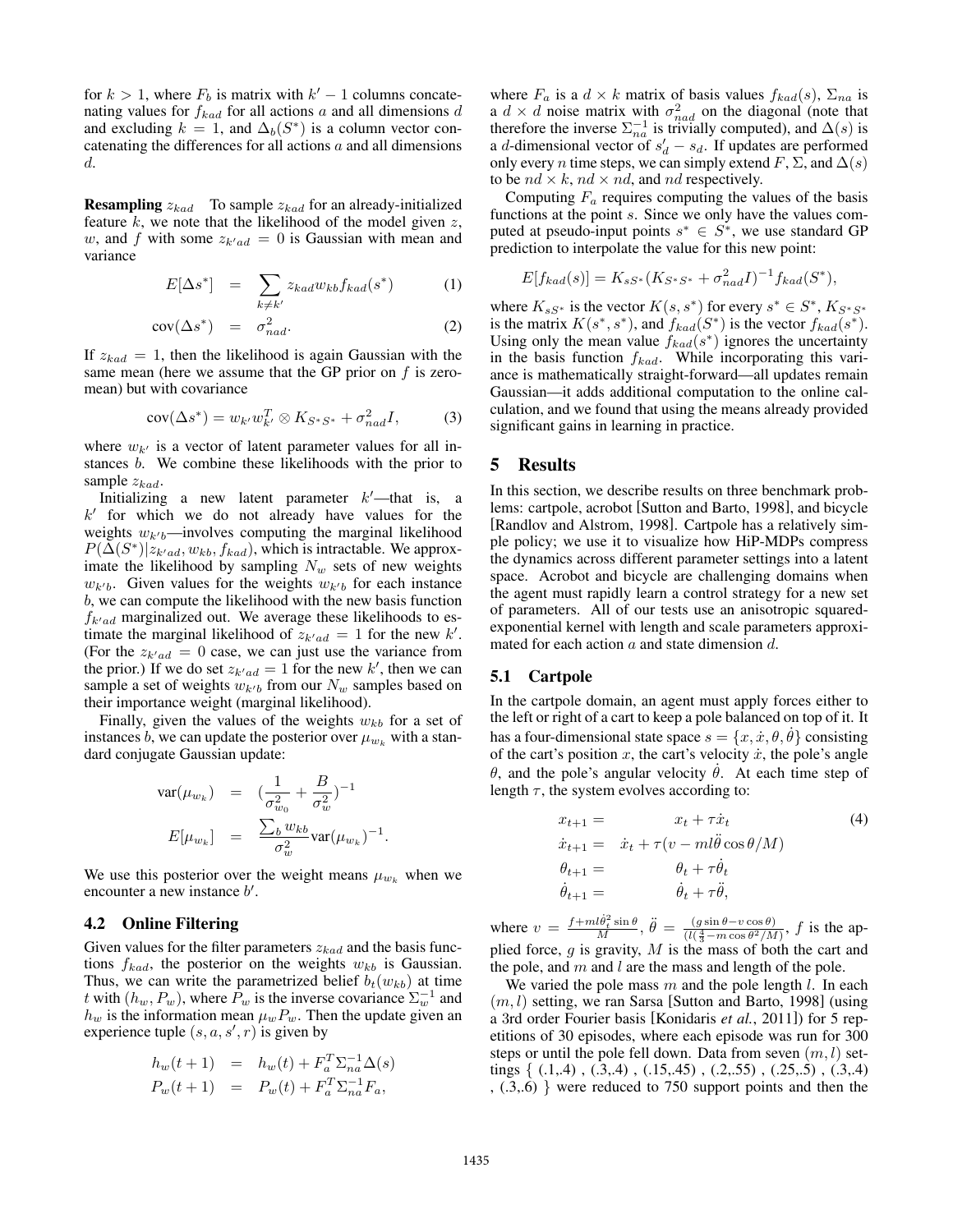for $k > 1$, where $F_b$ is matrix with $k' - 1$ columns concatenating values for $f_{kad}$ for all actions $a$ and all dimensions $d$ and excluding $k = 1$, and $\Delta_b(S^*)$ is a column vector concatenating the differences for all actions $a$ and all dimensions $d$.

**Resampling** $z_{kad}$ To sample $z_{kad}$ for an already-initialized feature $k$, we note that the likelihood of the model given $z$, $w$, and $f$ with some $z_{k'ad} = 0$ is Gaussian with mean and variance

$$E[\Delta s^*] = \sum_{k \neq k'} z_{kad} w_{kb} f_{kad}(s^*) \tag{1}$$

$$\text{cov}(\Delta s^*) = \sigma^2_{nad}. \tag{2}$$

If $z_{kad} = 1$, then the likelihood is again Gaussian with the same mean (here we assume that the GP prior on $f$ is zero-mean) but with covariance

$$\text{cov}(\Delta s^*) = w_{k'} w_{k'}^T \otimes K_{S^*S^*} + \sigma^2_{nad} I, \tag{3}$$

where $w_{k'}$ is a vector of latent parameter values for all instances $b$. We combine these likelihoods with the prior to sample $z_{kad}$.

Initializing a new latent parameter $k'$—that is, a $k'$ for which we do not already have values for the weights $w_{k'b}$—involves computing the marginal likelihood $P(\Delta(S^*)|z_{k'ad}, w_{kb}, f_{kad})$, which is intractable. We approximate the likelihood by sampling $N_w$ sets of new weights $w_{k'b}$. Given values for the weights $w_{k'b}$ for each instance $b$, we can compute the likelihood with the new basis function $f_{k'ad}$ marginalized out. We average these likelihoods to estimate the marginal likelihood of $z_{k'ad} = 1$ for the new $k'$. (For the $z_{k'ad} = 0$ case, we can just use the variance from the prior.) If we do set $z_{k'ad} = 1$ for the new $k'$, then we can sample a set of weights $w_{k'b}$ from our $N_w$ samples based on their importance weight (marginal likelihood).

Finally, given the values of the weights $w_{kb}$ for a set of instances $b$, we can update the posterior over $\mu_{w_k}$ with a standard conjugate Gaussian update:

$$\text{var}(\mu_{w_k}) = \left(\frac{1}{\sigma^2_{w_0}} + \frac{B}{\sigma^2_w}\right)^{-1}$$

$$E[\mu_{w_k}] = \frac{\sum_b w_{kb}}{\sigma^2_w} \text{var}(\mu_{w_k})^{-1}.$$

We use this posterior over the weight means $\mu_{w_k}$ when we encounter a new instance $b'$.

## 4.2 Online Filtering

Given values for the filter parameters $z_{kad}$ and the basis functions $f_{kad}$, the posterior on the weights $w_{kb}$ is Gaussian. Thus, we can write the parametrized belief $b_t(w_{kb})$ at time $t$ with $(h_w, P_w)$, where $P_w$ is the inverse covariance $\Sigma_w^{-1}$ and $h_w$ is the information mean $\mu_w P_w$. Then the update given an experience tuple $(s, a, s', r)$ is given by

$$h_w(t+1) = h_w(t) + F_a^T \Sigma_{na}^{-1} \Delta(s)$$

$$P_w(t+1) = P_w(t) + F_a^T \Sigma_{na}^{-1} F_a,$$

where $F_a$ is a $d \times k$ matrix of basis values $f_{kad}(s)$, $\Sigma_{na}$ is a $d \times d$ noise matrix with $\sigma^2_{nad}$ on the diagonal (note that therefore the inverse $\Sigma_{na}^{-1}$ is trivially computed), and $\Delta(s)$ is a $d$-dimensional vector of $s'_d - s_d$. If updates are performed only every $n$ time steps, we can simply extend $F$, $\Sigma$, and $\Delta(s)$ to be $nd \times k$, $nd \times nd$, and $nd$ respectively.

Computing $F_a$ requires computing the values of the basis functions at the point $s$. Since we only have the values computed at pseudo-input points $s^* \in S^*$, we use standard GP prediction to interpolate the value for this new point:

$$E[f_{kad}(s)] = K_{sS^*}(K_{S^*S^*} + \sigma^2_{nad} I)^{-1} f_{kad}(S^*),$$

where $K_{sS^*}$ is the vector $K(s, s^*)$ for every $s^* \in S^*$, $K_{S^*S^*}$ is the matrix $K(s^*, s^*)$, and $f_{kad}(S^*)$ is the vector $f_{kad}(s^*)$. Using only the mean value $f_{kad}(s^*)$ ignores the uncertainty in the basis function $f_{kad}$. While incorporating this variance is mathematically straight-forward—all updates remain Gaussian—it adds additional computation to the online calculation, and we found that using the means already provided significant gains in learning in practice.

# 5 Results

In this section, we describe results on three benchmark problems: cartpole, acrobot [Sutton and Barto, 1998], and bicycle [Randlov and Alstrom, 1998]. Cartpole has a relatively simple policy; we use it to visualize how HiP-MDPs compress the dynamics across different parameter settings into a latent space. Acrobot and bicycle are challenging domains when the agent must rapidly learn a control strategy for a new set of parameters. All of our tests use an anisotropic squared-exponential kernel with length and scale parameters approximated for each action $a$ and state dimension $d$.

## 5.1 Cartpole

In the cartpole domain, an agent must apply forces either to the left or right of a cart to keep a pole balanced on top of it. It has a four-dimensional state space $s = \{x, \dot{x}, \theta, \dot{\theta}\}$ consisting of the cart's position $x$, the cart's velocity $\dot{x}$, the pole's angle $\theta$, and the pole's angular velocity $\dot{\theta}$. At each time step of length $\tau$, the system evolves according to:

$$\begin{aligned} x_{t+1} &= x_t + \tau \dot{x}_t \\ \dot{x}_{t+1} &= \dot{x}_t + \tau(v - ml\ddot{\theta}\cos\theta/M) \\ \theta_{t+1} &= \theta_t + \tau\dot{\theta}_t \\ \dot{\theta}_{t+1} &= \dot{\theta}_t + \tau\ddot{\theta}, \end{aligned} \tag{4}$$

where $v = \frac{f + ml\dot{\theta}_t^2 \sin\theta}{M}$, $\ddot{\theta} = \frac{(g\sin\theta - v\cos\theta)}{(l(\frac{4}{3} - m\cos\theta^2/M))}$, $f$ is the applied force, $g$ is gravity, $M$ is the mass of both the cart and the pole, and $m$ and $l$ are the mass and length of the pole.

We varied the pole mass $m$ and the pole length $l$. In each $(m, l)$ setting, we ran Sarsa [Sutton and Barto, 1998] (using a 3rd order Fourier basis [Konidaris *et al.*, 2011]) for 5 repetitions of 30 episodes, where each episode was run for 300 steps or until the pole fell down. Data from seven $(m, l)$ settings { (.1,.4) , (.3,.4) , (.15,.45) , (.2,.55) , (.25,.5) , (.3,.4) , (.3,.6) } were reduced to 750 support points and then the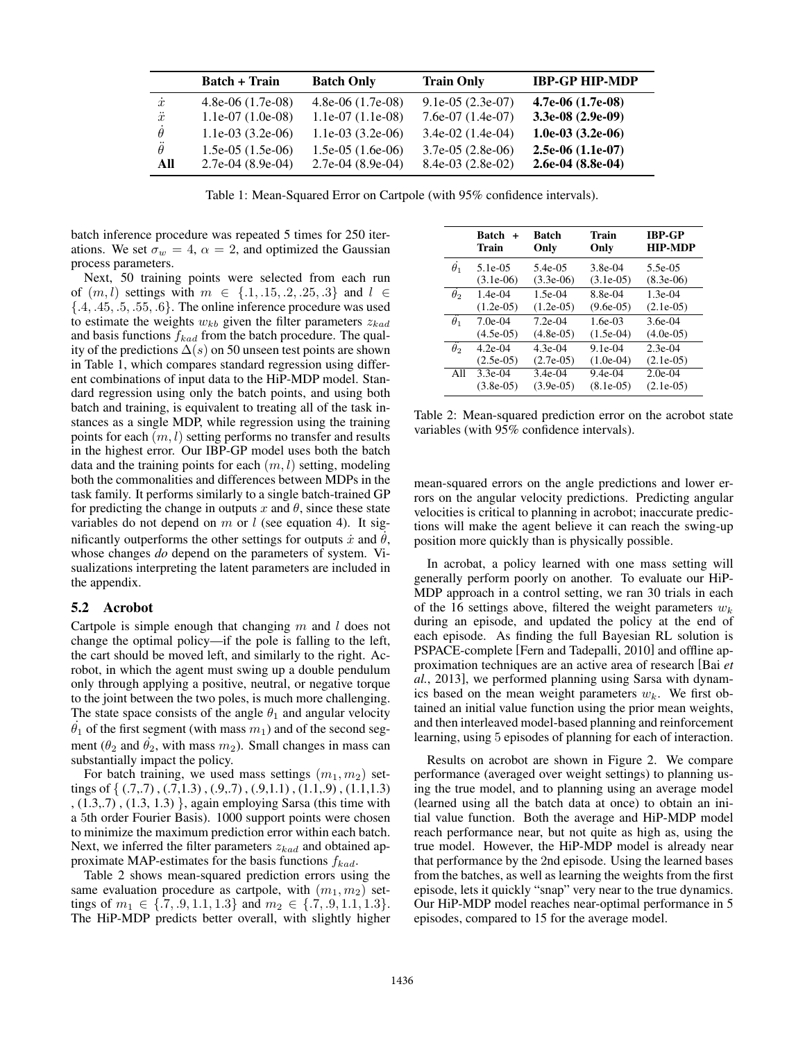|  | **Batch + Train** | **Batch Only** | **Train Only** | **IBP-GP HIP-MDP** |
|---|---|---|---|---|
| $\dot{x}$ | 4.8e-06 (1.7e-08) | 4.8e-06 (1.7e-08) | 9.1e-05 (2.3e-07) | **4.7e-06 (1.7e-08)** |
| $\ddot{x}$ | 1.1e-07 (1.0e-08) | 1.1e-07 (1.1e-08) | 7.6e-07 (1.4e-07) | **3.3e-08 (2.9e-09)** |
| $\dot{\theta}$ | 1.1e-03 (3.2e-06) | 1.1e-03 (3.2e-06) | 3.4e-02 (1.4e-04) | **1.0e-03 (3.2e-06)** |
| $\ddot{\theta}$ | 1.5e-05 (1.5e-06) | 1.5e-05 (1.6e-06) | 3.7e-05 (2.8e-06) | **2.5e-06 (1.1e-07)** |
| **All** | 2.7e-04 (8.9e-04) | 2.7e-04 (8.9e-04) | 8.4e-03 (2.8e-02) | **2.6e-04 (8.8e-04)** |

Table 1: Mean-Squared Error on Cartpole (with 95% confidence intervals).

batch inference procedure was repeated 5 times for 250 iterations. We set $\sigma_w = 4$, $\alpha = 2$, and optimized the Gaussian process parameters.

Next, 50 training points were selected from each run of $(m, l)$ settings with $m \in \{.1, .15, .2, .25, .3\}$ and $l \in \{.4, .45, .5, .55, .6\}$. The online inference procedure was used to estimate the weights $w_{kb}$ given the filter parameters $z_{kad}$ and basis functions $f_{kad}$ from the batch procedure. The quality of the predictions $\Delta(s)$ on 50 unseen test points are shown in Table 1, which compares standard regression using different combinations of input data to the HiP-MDP model. Standard regression using only the batch points, and using both batch and training, is equivalent to treating all of the task instances as a single MDP, while regression using the training points for each $(m, l)$ setting performs no transfer and results in the highest error. Our IBP-GP model uses both the batch data and the training points for each $(m, l)$ setting, modeling both the commonalities and differences between MDPs in the task family. It performs similarly to a single batch-trained GP for predicting the change in outputs $x$ and $\theta$, since these state variables do not depend on $m$ or $l$ (see equation 4). It significantly outperforms the other settings for outputs $\dot{x}$ and $\dot{\theta}$, whose changes *do* depend on the parameters of system. Visualizations interpreting the latent parameters are included in the appendix.

### 5.2 Acrobot

Cartpole is simple enough that changing $m$ and $l$ does not change the optimal policy—if the pole is falling to the left, the cart should be moved left, and similarly to the right. Acrobot, in which the agent must swing up a double pendulum only through applying a positive, neutral, or negative torque to the joint between the two poles, is much more challenging. The state space consists of the angle $\theta_1$ and angular velocity $\dot{\theta}_1$ of the first segment (with mass $m_1$) and of the second segment ($\theta_2$ and $\dot{\theta}_2$, with mass $m_2$). Small changes in mass can substantially impact the policy.

For batch training, we used mass settings $(m_1, m_2)$ settings of { (.7,.7) , (.7,1.3) , (.9,.7) , (.9,1.1) , (1.1,.9) , (1.1,1.3) , (1.3,.7) , (1.3, 1.3) }, again employing Sarsa (this time with a 5th order Fourier Basis). 1000 support points were chosen to minimize the maximum prediction error within each batch. Next, we inferred the filter parameters $z_{kad}$ and obtained approximate MAP-estimates for the basis functions $f_{kad}$.

Table 2 shows mean-squared prediction errors using the same evaluation procedure as cartpole, with $(m_1, m_2)$ settings of $m_1 \in \{.7, .9, 1.1, 1.3\}$ and $m_2 \in \{.7, .9, 1.1, 1.3\}$. The HiP-MDP predicts better overall, with slightly higher

|  | **Batch + Train** | **Batch Only** | **Train Only** | **IBP-GP HIP-MDP** |
|---|---|---|---|---|
| $\theta_1$ | 5.1e-05 (3.1e-06) | 5.4e-05 (3.3e-06) | 3.8e-04 (3.1e-05) | 5.5e-05 (8.3e-06) |
| $\theta_2$ | 1.4e-04 (1.2e-05) | 1.5e-04 (1.2e-05) | 8.8e-04 (9.6e-05) | 1.3e-04 (2.1e-05) |
| $\dot{\theta}_1$ | 7.0e-04 (4.5e-05) | 7.2e-04 (4.8e-05) | 1.6e-03 (1.5e-04) | 3.6e-04 (4.0e-05) |
| $\dot{\theta}_2$ | 4.2e-04 (2.5e-05) | 4.3e-04 (2.7e-05) | 9.1e-04 (1.0e-04) | 2.3e-04 (2.1e-05) |
| All | 3.3e-04 (3.8e-05) | 3.4e-04 (3.9e-05) | 9.4e-04 (8.1e-05) | 2.0e-04 (2.1e-05) |

Table 2: Mean-squared prediction error on the acrobot state variables (with 95% confidence intervals).

mean-squared errors on the angle predictions and lower errors on the angular velocity predictions. Predicting angular velocities is critical to planning in acrobot; inaccurate predictions will make the agent believe it can reach the swing-up position more quickly than is physically possible.

In acrobat, a policy learned with one mass setting will generally perform poorly on another. To evaluate our HiP-MDP approach in a control setting, we ran 30 trials in each of the 16 settings above, filtered the weight parameters $w_k$ during an episode, and updated the policy at the end of each episode. As finding the full Bayesian RL solution is PSPACE-complete [Fern and Tadepalli, 2010] and offline approximation techniques are an active area of research [Bai *et al.*, 2013], we performed planning using Sarsa with dynamics based on the mean weight parameters $w_k$. We first obtained an initial value function using the prior mean weights, and then interleaved model-based planning and reinforcement learning, using 5 episodes of planning for each of interaction.

Results on acrobot are shown in Figure 2. We compare performance (averaged over weight settings) to planning using the true model, and to planning using an average model (learned using all the batch data at once) to obtain an initial value function. Both the average and HiP-MDP model reach performance near, but not quite as high as, using the true model. However, the HiP-MDP model is already near that performance by the 2nd episode. Using the learned bases from the batches, as well as learning the weights from the first episode, lets it quickly "snap" very near to the true dynamics. Our HiP-MDP model reaches near-optimal performance in 5 episodes, compared to 15 for the average model.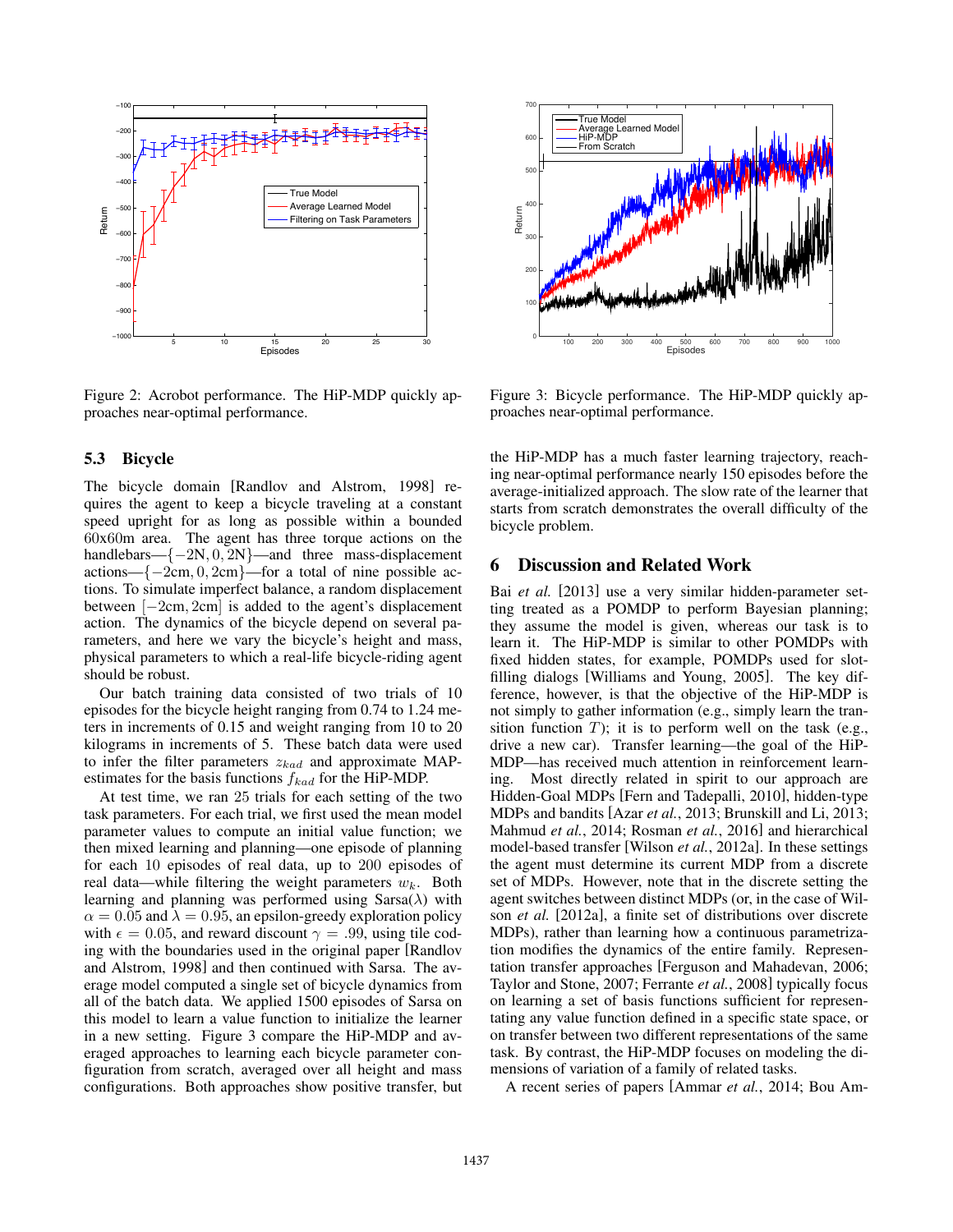Figure 2: Acrobot performance. The HiP-MDP quickly approaches near-optimal performance.

Figure 3: Bicycle performance. The HiP-MDP quickly approaches near-optimal performance.

### 5.3 Bicycle

The bicycle domain [Randlov and Alstrom, 1998] requires the agent to keep a bicycle traveling at a constant speed upright for as long as possible within a bounded 60x60m area. The agent has three torque actions on the handlebars—$\{-2\text{N}, 0, 2\text{N}\}$—and three mass-displacement actions—$\{-2\text{cm}, 0, 2\text{cm}\}$—for a total of nine possible actions. To simulate imperfect balance, a random displacement between $[-2\text{cm}, 2\text{cm}]$ is added to the agent's displacement action. The dynamics of the bicycle depend on several parameters, and here we vary the bicycle's height and mass, physical parameters to which a real-life bicycle-riding agent should be robust.

Our batch training data consisted of two trials of 10 episodes for the bicycle height ranging from 0.74 to 1.24 meters in increments of 0.15 and weight ranging from 10 to 20 kilograms in increments of 5. These batch data were used to infer the filter parameters $z_{kad}$ and approximate MAP-estimates for the basis functions $f_{kad}$ for the HiP-MDP.

At test time, we ran 25 trials for each setting of the two task parameters. For each trial, we first used the mean model parameter values to compute an initial value function; we then mixed learning and planning—one episode of planning for each 10 episodes of real data, up to 200 episodes of real data—while filtering the weight parameters $w_k$. Both learning and planning was performed using Sarsa($\lambda$) with $\alpha = 0.05$ and $\lambda = 0.95$, an epsilon-greedy exploration policy with $\epsilon = 0.05$, and reward discount $\gamma = .99$, using tile coding with the boundaries used in the original paper [Randlov and Alstrom, 1998] and then continued with Sarsa. The average model computed a single set of bicycle dynamics from all of the batch data. We applied 1500 episodes of Sarsa on this model to learn a value function to initialize the learner in a new setting. Figure 3 compare the HiP-MDP and averaged approaches to learning each bicycle parameter configuration from scratch, averaged over all height and mass configurations. Both approaches show positive transfer, but the HiP-MDP has a much faster learning trajectory, reaching near-optimal performance nearly 150 episodes before the average-initialized approach. The slow rate of the learner that starts from scratch demonstrates the overall difficulty of the bicycle problem.

## 6 Discussion and Related Work

Bai *et al.* [2013] use a very similar hidden-parameter setting treated as a POMDP to perform Bayesian planning; they assume the model is given, whereas our task is to learn it. The HiP-MDP is similar to other POMDPs with fixed hidden states, for example, POMDPs used for slot-filling dialogs [Williams and Young, 2005]. The key difference, however, is that the objective of the HiP-MDP is not simply to gather information (e.g., simply learn the transition function $T$); it is to perform well on the task (e.g., drive a new car). Transfer learning—the goal of the HiP-MDP—has received much attention in reinforcement learning. Most directly related in spirit to our approach are Hidden-Goal MDPs [Fern and Tadepalli, 2010], hidden-type MDPs and bandits [Azar *et al.*, 2013; Brunskill and Li, 2013; Mahmud *et al.*, 2014; Rosman *et al.*, 2016] and hierarchical model-based transfer [Wilson *et al.*, 2012a]. In these settings the agent must determine its current MDP from a discrete set of MDPs. However, note that in the discrete setting the agent switches between distinct MDPs (or, in the case of Wilson *et al.* [2012a], a finite set of distributions over discrete MDPs), rather than learning how a continuous parametrization modifies the dynamics of the entire family. Representation transfer approaches [Ferguson and Mahadevan, 2006; Taylor and Stone, 2007; Ferrante *et al.*, 2008] typically focus on learning a set of basis functions sufficient for representing any value function defined in a specific state space, or on transfer between two different representations of the same task. By contrast, the HiP-MDP focuses on modeling the dimensions of variation of a family of related tasks.

A recent series of papers [Ammar *et al.*, 2014; Bou Am-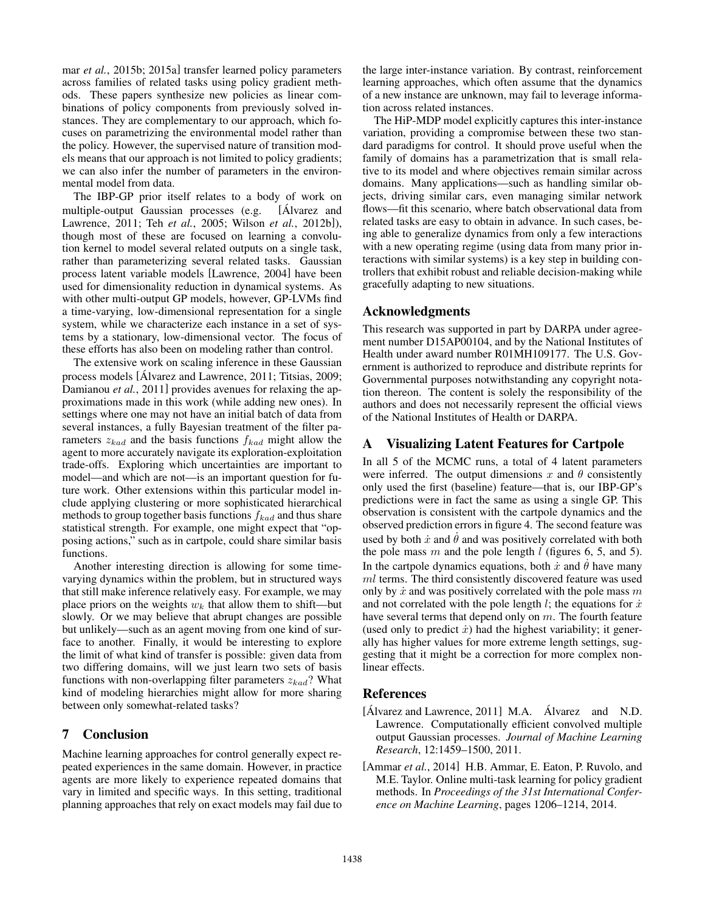mar *et al.*, 2015b; 2015a] transfer learned policy parameters across families of related tasks using policy gradient methods. These papers synthesize new policies as linear combinations of policy components from previously solved instances. They are complementary to our approach, which focuses on parametrizing the environmental model rather than the policy. However, the supervised nature of transition models means that our approach is not limited to policy gradients; we can also infer the number of parameters in the environmental model from data.

The IBP-GP prior itself relates to a body of work on multiple-output Gaussian processes (e.g. [Álvarez and Lawrence, 2011; Teh *et al.*, 2005; Wilson *et al.*, 2012b]), though most of these are focused on learning a convolution kernel to model several related outputs on a single task, rather than parameterizing several related tasks. Gaussian process latent variable models [Lawrence, 2004] have been used for dimensionality reduction in dynamical systems. As with other multi-output GP models, however, GP-LVMs find a time-varying, low-dimensional representation for a single system, while we characterize each instance in a set of systems by a stationary, low-dimensional vector. The focus of these efforts has also been on modeling rather than control.

The extensive work on scaling inference in these Gaussian process models [Álvarez and Lawrence, 2011; Titsias, 2009; Damianou *et al.*, 2011] provides avenues for relaxing the approximations made in this work (while adding new ones). In settings where one may not have an initial batch of data from several instances, a fully Bayesian treatment of the filter parameters $z_{kad}$ and the basis functions $f_{kad}$ might allow the agent to more accurately navigate its exploration-exploitation trade-offs. Exploring which uncertainties are important to model—and which are not—is an important question for future work. Other extensions within this particular model include applying clustering or more sophisticated hierarchical methods to group together basis functions $f_{kad}$ and thus share statistical strength. For example, one might expect that "opposing actions," such as in cartpole, could share similar basis functions.

Another interesting direction is allowing for some time-varying dynamics within the problem, but in structured ways that still make inference relatively easy. For example, we may place priors on the weights $w_k$ that allow them to shift—but slowly. Or we may believe that abrupt changes are possible but unlikely—such as an agent moving from one kind of surface to another. Finally, it would be interesting to explore the limit of what kind of transfer is possible: given data from two differing domains, will we just learn two sets of basis functions with non-overlapping filter parameters $z_{kad}$? What kind of modeling hierarchies might allow for more sharing between only somewhat-related tasks?

## 7 Conclusion

Machine learning approaches for control generally expect repeated experiences in the same domain. However, in practice agents are more likely to experience repeated domains that vary in limited and specific ways. In this setting, traditional planning approaches that rely on exact models may fail due to the large inter-instance variation. By contrast, reinforcement learning approaches, which often assume that the dynamics of a new instance are unknown, may fail to leverage information across related instances.

The HiP-MDP model explicitly captures this inter-instance variation, providing a compromise between these two standard paradigms for control. It should prove useful when the family of domains has a parametrization that is small relative to its model and where objectives remain similar across domains. Many applications—such as handling similar objects, driving similar cars, even managing similar network flows—fit this scenario, where batch observational data from related tasks are easy to obtain in advance. In such cases, being able to generalize dynamics from only a few interactions with a new operating regime (using data from many prior interactions with similar systems) is a key step in building controllers that exhibit robust and reliable decision-making while gracefully adapting to new situations.

## Acknowledgments

This research was supported in part by DARPA under agreement number D15AP00104, and by the National Institutes of Health under award number R01MH109177. The U.S. Government is authorized to reproduce and distribute reprints for Governmental purposes notwithstanding any copyright notation thereon. The content is solely the responsibility of the authors and does not necessarily represent the official views of the National Institutes of Health or DARPA.

## A Visualizing Latent Features for Cartpole

In all 5 of the MCMC runs, a total of 4 latent parameters were inferred. The output dimensions $x$ and $\theta$ consistently only used the first (baseline) feature—that is, our IBP-GP's predictions were in fact the same as using a single GP. This observation is consistent with the cartpole dynamics and the observed prediction errors in figure 4. The second feature was used by both $\dot{x}$ and $\dot{\theta}$ and was positively correlated with both the pole mass $m$ and the pole length $l$ (figures 6, 5, and 5). In the cartpole dynamics equations, both $\dot{x}$ and $\dot{\theta}$ have many $ml$ terms. The third consistently discovered feature was used only by $\dot{x}$ and was positively correlated with the pole mass $m$ and not correlated with the pole length $l$; the equations for $\dot{x}$ have several terms that depend only on $m$. The fourth feature (used only to predict $\dot{x}$) had the highest variability; it generally has higher values for more extreme length settings, suggesting that it might be a correction for more complex nonlinear effects.

## References

[Álvarez and Lawrence, 2011] M.A. Álvarez and N.D. Lawrence. Computationally efficient convolved multiple output Gaussian processes. *Journal of Machine Learning Research*, 12:1459–1500, 2011.

[Ammar *et al.*, 2014] H.B. Ammar, E. Eaton, P. Ruvolo, and M.E. Taylor. Online multi-task learning for policy gradient methods. In *Proceedings of the 31st International Conference on Machine Learning*, pages 1206–1214, 2014.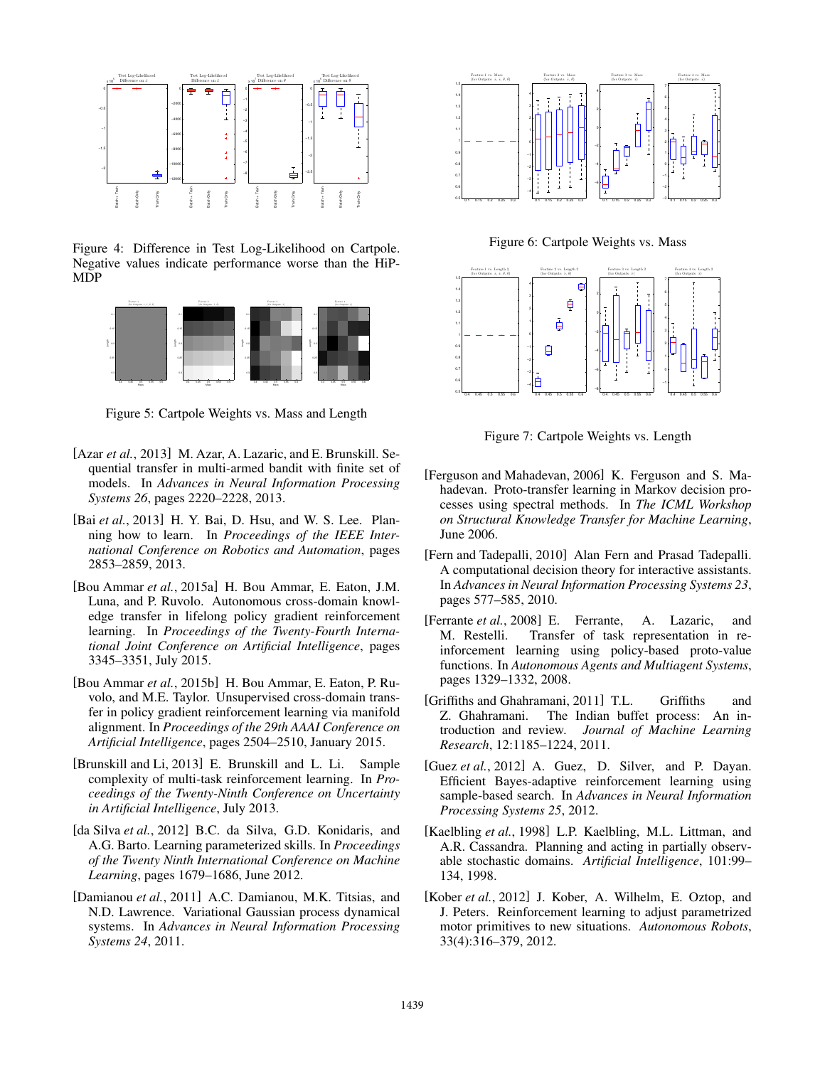Figure 4: Difference in Test Log-Likelihood on Cartpole. Negative values indicate performance worse than the HiP-MDP

Figure 5: Cartpole Weights vs. Mass and Length

Figure 6: Cartpole Weights vs. Mass

Figure 7: Cartpole Weights vs. Length

[Azar *et al.*, 2013] M. Azar, A. Lazaric, and E. Brunskill. Sequential transfer in multi-armed bandit with finite set of models. In *Advances in Neural Information Processing Systems 26*, pages 2220–2228, 2013.

[Bai *et al.*, 2013] H. Y. Bai, D. Hsu, and W. S. Lee. Planning how to learn. In *Proceedings of the IEEE International Conference on Robotics and Automation*, pages 2853–2859, 2013.

[Bou Ammar *et al.*, 2015a] H. Bou Ammar, E. Eaton, J.M. Luna, and P. Ruvolo. Autonomous cross-domain knowledge transfer in lifelong policy gradient reinforcement learning. In *Proceedings of the Twenty-Fourth International Joint Conference on Artificial Intelligence*, pages 3345–3351, July 2015.

[Bou Ammar *et al.*, 2015b] H. Bou Ammar, E. Eaton, P. Ruvolo, and M.E. Taylor. Unsupervised cross-domain transfer in policy gradient reinforcement learning via manifold alignment. In *Proceedings of the 29th AAAI Conference on Artificial Intelligence*, pages 2504–2510, January 2015.

[Brunskill and Li, 2013] E. Brunskill and L. Li. Sample complexity of multi-task reinforcement learning. In *Proceedings of the Twenty-Ninth Conference on Uncertainty in Artificial Intelligence*, July 2013.

[da Silva *et al.*, 2012] B.C. da Silva, G.D. Konidaris, and A.G. Barto. Learning parameterized skills. In *Proceedings of the Twenty Ninth International Conference on Machine Learning*, pages 1679–1686, June 2012.

[Damianou *et al.*, 2011] A.C. Damianou, M.K. Titsias, and N.D. Lawrence. Variational Gaussian process dynamical systems. In *Advances in Neural Information Processing Systems 24*, 2011.

[Ferguson and Mahadevan, 2006] K. Ferguson and S. Mahadevan. Proto-transfer learning in Markov decision processes using spectral methods. In *The ICML Workshop on Structural Knowledge Transfer for Machine Learning*, June 2006.

[Fern and Tadepalli, 2010] Alan Fern and Prasad Tadepalli. A computational decision theory for interactive assistants. In *Advances in Neural Information Processing Systems 23*, pages 577–585, 2010.

[Ferrante *et al.*, 2008] E. Ferrante, A. Lazaric, and M. Restelli. Transfer of task representation in reinforcement learning using policy-based proto-value functions. In *Autonomous Agents and Multiagent Systems*, pages 1329–1332, 2008.

[Griffiths and Ghahramani, 2011] T.L. Griffiths and Z. Ghahramani. The Indian buffet process: An introduction and review. *Journal of Machine Learning Research*, 12:1185–1224, 2011.

[Guez *et al.*, 2012] A. Guez, D. Silver, and P. Dayan. Efficient Bayes-adaptive reinforcement learning using sample-based search. In *Advances in Neural Information Processing Systems 25*, 2012.

[Kaelbling *et al.*, 1998] L.P. Kaelbling, M.L. Littman, and A.R. Cassandra. Planning and acting in partially observable stochastic domains. *Artificial Intelligence*, 101:99–134, 1998.

[Kober *et al.*, 2012] J. Kober, A. Wilhelm, E. Oztop, and J. Peters. Reinforcement learning to adjust parametrized motor primitives to new situations. *Autonomous Robots*, 33(4):316–379, 2012.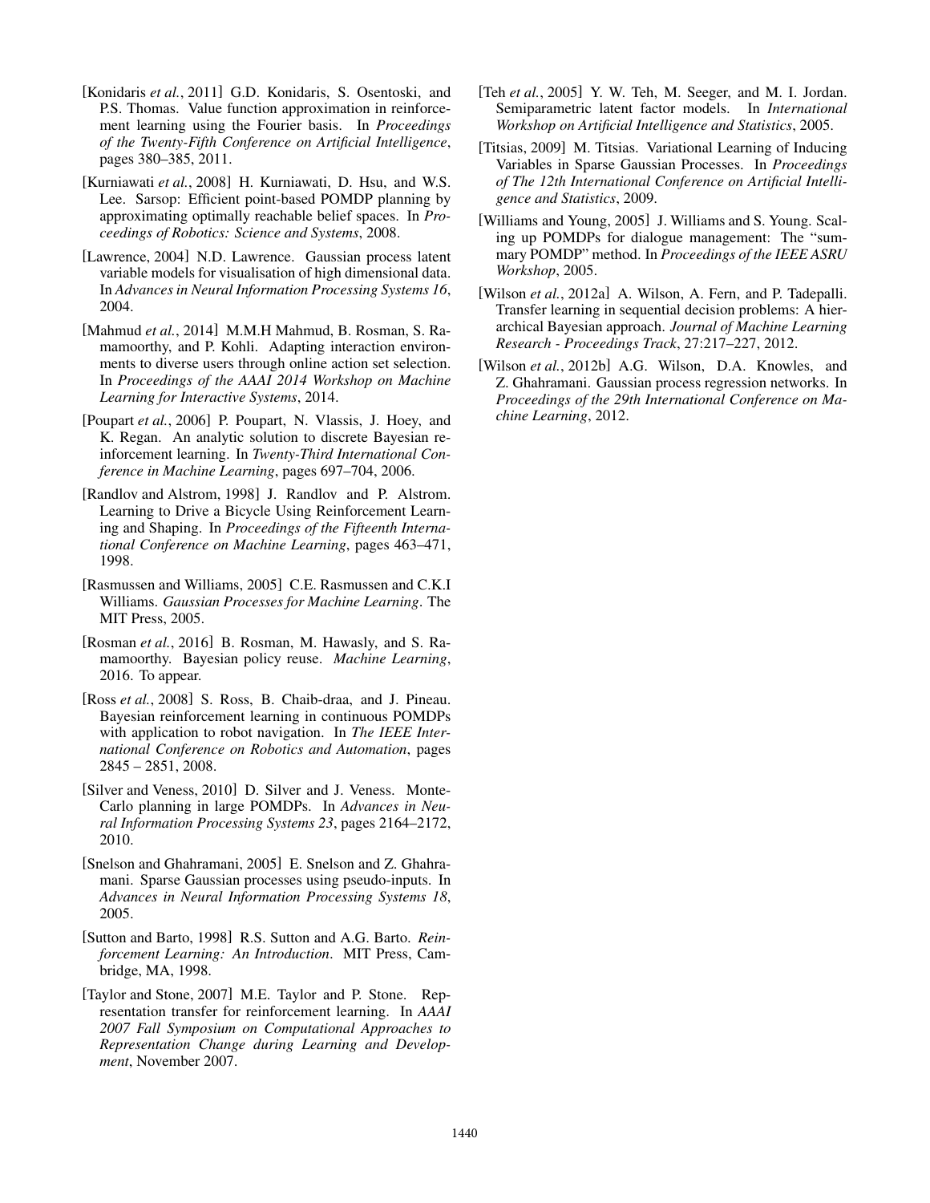[Konidaris *et al.*, 2011] G.D. Konidaris, S. Osentoski, and P.S. Thomas. Value function approximation in reinforcement learning using the Fourier basis. In *Proceedings of the Twenty-Fifth Conference on Artificial Intelligence*, pages 380–385, 2011.

[Kurniawati *et al.*, 2008] H. Kurniawati, D. Hsu, and W.S. Lee. Sarsop: Efficient point-based POMDP planning by approximating optimally reachable belief spaces. In *Proceedings of Robotics: Science and Systems*, 2008.

[Lawrence, 2004] N.D. Lawrence. Gaussian process latent variable models for visualisation of high dimensional data. In *Advances in Neural Information Processing Systems 16*, 2004.

[Mahmud *et al.*, 2014] M.M.H Mahmud, B. Rosman, S. Ramamoorthy, and P. Kohli. Adapting interaction environments to diverse users through online action set selection. In *Proceedings of the AAAI 2014 Workshop on Machine Learning for Interactive Systems*, 2014.

[Poupart *et al.*, 2006] P. Poupart, N. Vlassis, J. Hoey, and K. Regan. An analytic solution to discrete Bayesian reinforcement learning. In *Twenty-Third International Conference in Machine Learning*, pages 697–704, 2006.

[Randlov and Alstrom, 1998] J. Randlov and P. Alstrom. Learning to Drive a Bicycle Using Reinforcement Learning and Shaping. In *Proceedings of the Fifteenth International Conference on Machine Learning*, pages 463–471, 1998.

[Rasmussen and Williams, 2005] C.E. Rasmussen and C.K.I Williams. *Gaussian Processes for Machine Learning*. The MIT Press, 2005.

[Rosman *et al.*, 2016] B. Rosman, M. Hawasly, and S. Ramamoorthy. Bayesian policy reuse. *Machine Learning*, 2016. To appear.

[Ross *et al.*, 2008] S. Ross, B. Chaib-draa, and J. Pineau. Bayesian reinforcement learning in continuous POMDPs with application to robot navigation. In *The IEEE International Conference on Robotics and Automation*, pages 2845 – 2851, 2008.

[Silver and Veness, 2010] D. Silver and J. Veness. Monte-Carlo planning in large POMDPs. In *Advances in Neural Information Processing Systems 23*, pages 2164–2172, 2010.

[Snelson and Ghahramani, 2005] E. Snelson and Z. Ghahramani. Sparse Gaussian processes using pseudo-inputs. In *Advances in Neural Information Processing Systems 18*, 2005.

[Sutton and Barto, 1998] R.S. Sutton and A.G. Barto. *Reinforcement Learning: An Introduction*. MIT Press, Cambridge, MA, 1998.

[Taylor and Stone, 2007] M.E. Taylor and P. Stone. Representation transfer for reinforcement learning. In *AAAI 2007 Fall Symposium on Computational Approaches to Representation Change during Learning and Development*, November 2007.

[Teh *et al.*, 2005] Y. W. Teh, M. Seeger, and M. I. Jordan. Semiparametric latent factor models. In *International Workshop on Artificial Intelligence and Statistics*, 2005.

[Titsias, 2009] M. Titsias. Variational Learning of Inducing Variables in Sparse Gaussian Processes. In *Proceedings of The 12th International Conference on Artificial Intelligence and Statistics*, 2009.

[Williams and Young, 2005] J. Williams and S. Young. Scaling up POMDPs for dialogue management: The "summary POMDP" method. In *Proceedings of the IEEE ASRU Workshop*, 2005.

[Wilson *et al.*, 2012a] A. Wilson, A. Fern, and P. Tadepalli. Transfer learning in sequential decision problems: A hierarchical Bayesian approach. *Journal of Machine Learning Research - Proceedings Track*, 27:217–227, 2012.

[Wilson *et al.*, 2012b] A.G. Wilson, D.A. Knowles, and Z. Ghahramani. Gaussian process regression networks. In *Proceedings of the 29th International Conference on Machine Learning*, 2012.